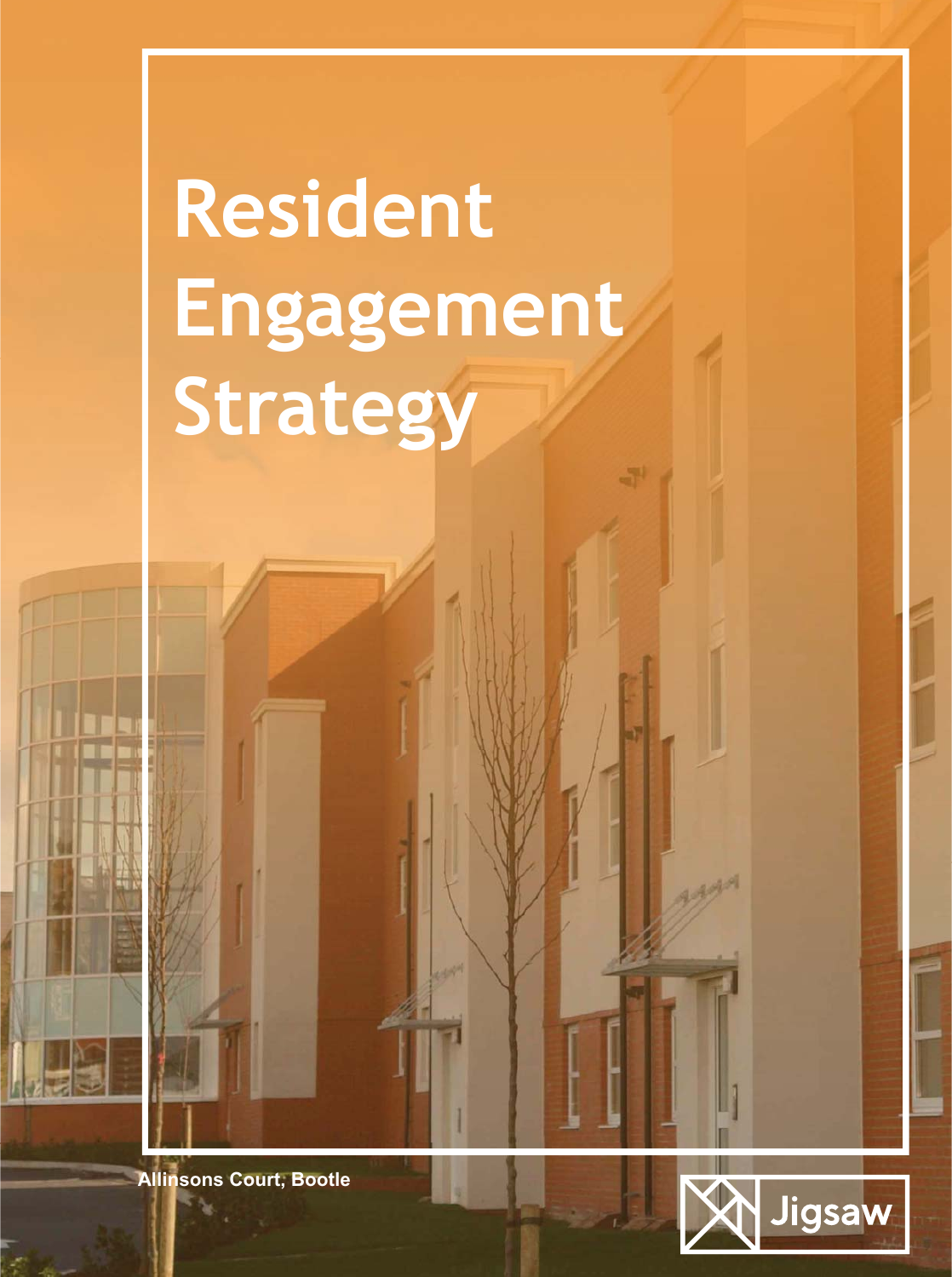# Resident Engagement Strategy

Allinsons Court, Bootle

Jigsaw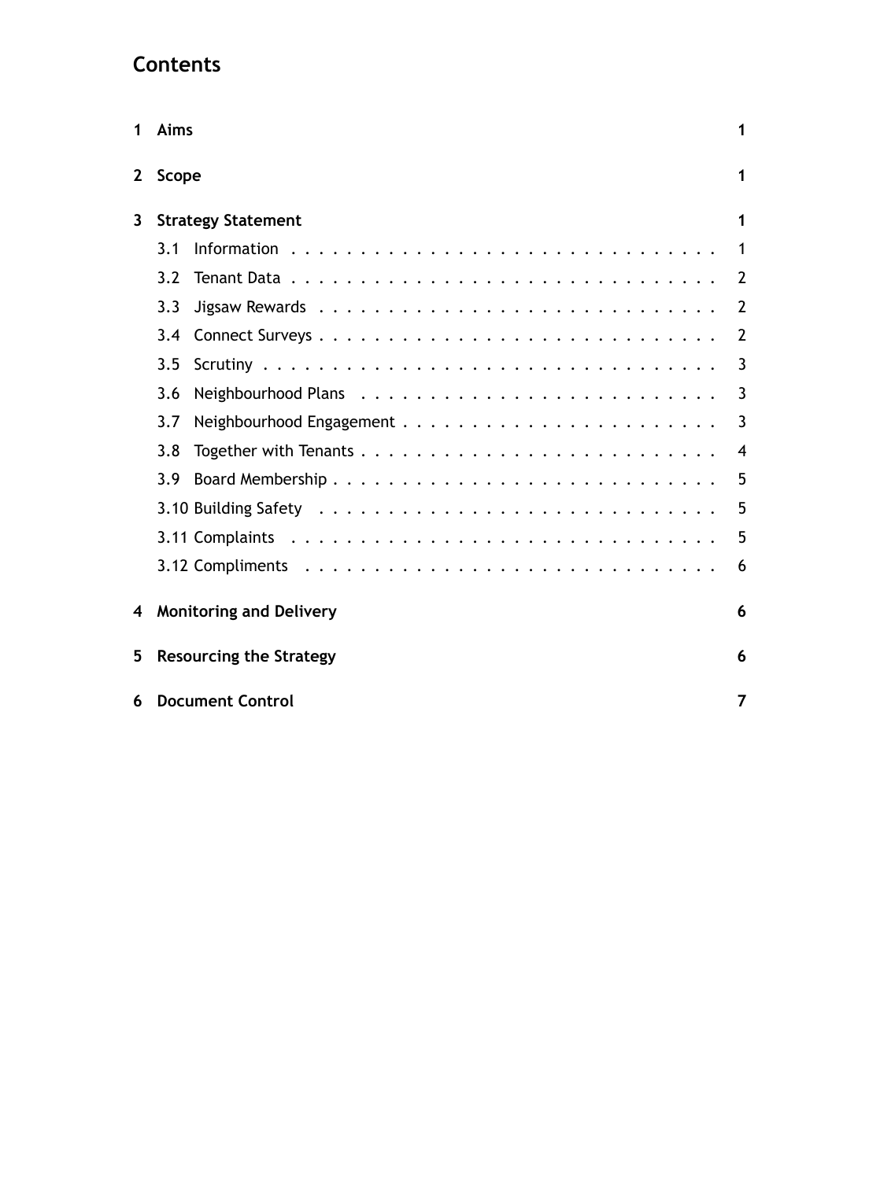# Contents

| | | |
|---|---|---|
| **1** | **Aims** | **1** |
| **2** | **Scope** | **1** |
| **3** | **Strategy Statement** | **1** |
| | 3.1 Information | 1 |
| | 3.2 Tenant Data | 2 |
| | 3.3 Jigsaw Rewards | 2 |
| | 3.4 Connect Surveys | 2 |
| | 3.5 Scrutiny | 3 |
| | 3.6 Neighbourhood Plans | 3 |
| | 3.7 Neighbourhood Engagement | 3 |
| | 3.8 Together with Tenants | 4 |
| | 3.9 Board Membership | 5 |
| | 3.10 Building Safety | 5 |
| | 3.11 Complaints | 5 |
| | 3.12 Compliments | 6 |
| **4** | **Monitoring and Delivery** | **6** |
| **5** | **Resourcing the Strategy** | **6** |
| **6** | **Document Control** | **7** |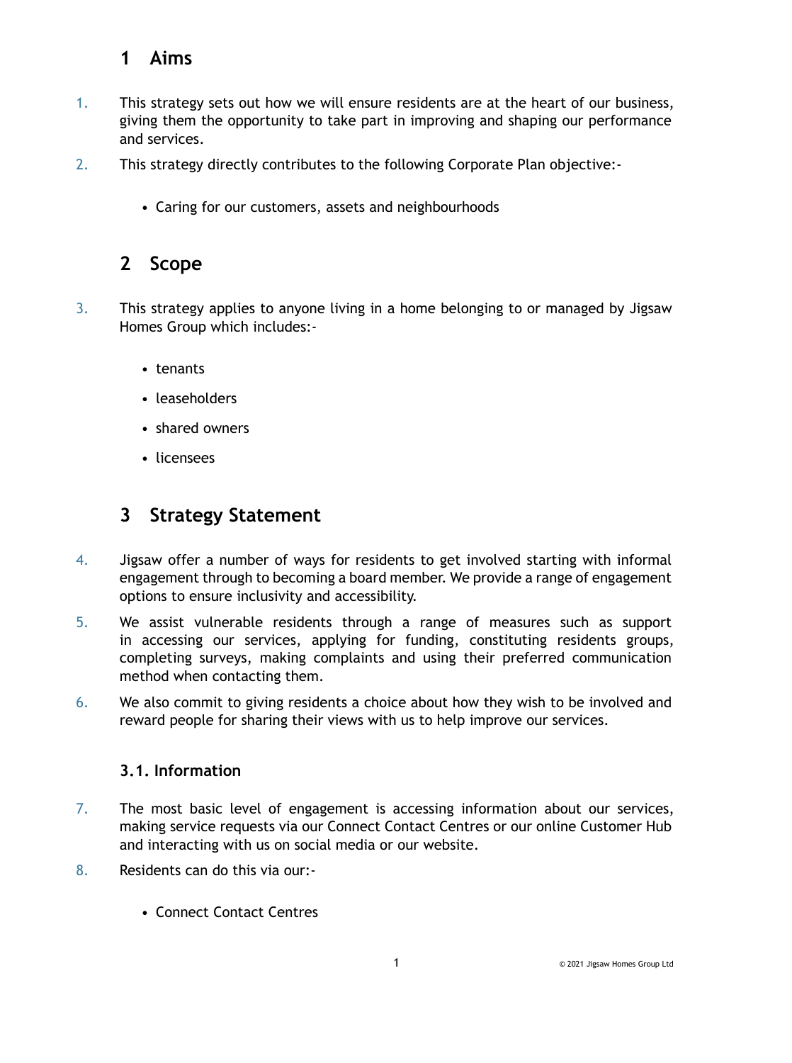# 1 Aims

1. This strategy sets out how we will ensure residents are at the heart of our business, giving them the opportunity to take part in improving and shaping our performance and services.

2. This strategy directly contributes to the following Corporate Plan objective:-

   - Caring for our customers, assets and neighbourhoods

# 2 Scope

3. This strategy applies to anyone living in a home belonging to or managed by Jigsaw Homes Group which includes:-

   - tenants
   - leaseholders
   - shared owners
   - licensees

# 3 Strategy Statement

4. Jigsaw offer a number of ways for residents to get involved starting with informal engagement through to becoming a board member. We provide a range of engagement options to ensure inclusivity and accessibility.

5. We assist vulnerable residents through a range of measures such as support in accessing our services, applying for funding, constituting residents groups, completing surveys, making complaints and using their preferred communication method when contacting them.

6. We also commit to giving residents a choice about how they wish to be involved and reward people for sharing their views with us to help improve our services.

## 3.1. Information

7. The most basic level of engagement is accessing information about our services, making service requests via our Connect Contact Centres or our online Customer Hub and interacting with us on social media or our website.

8. Residents can do this via our:-

   - Connect Contact Centres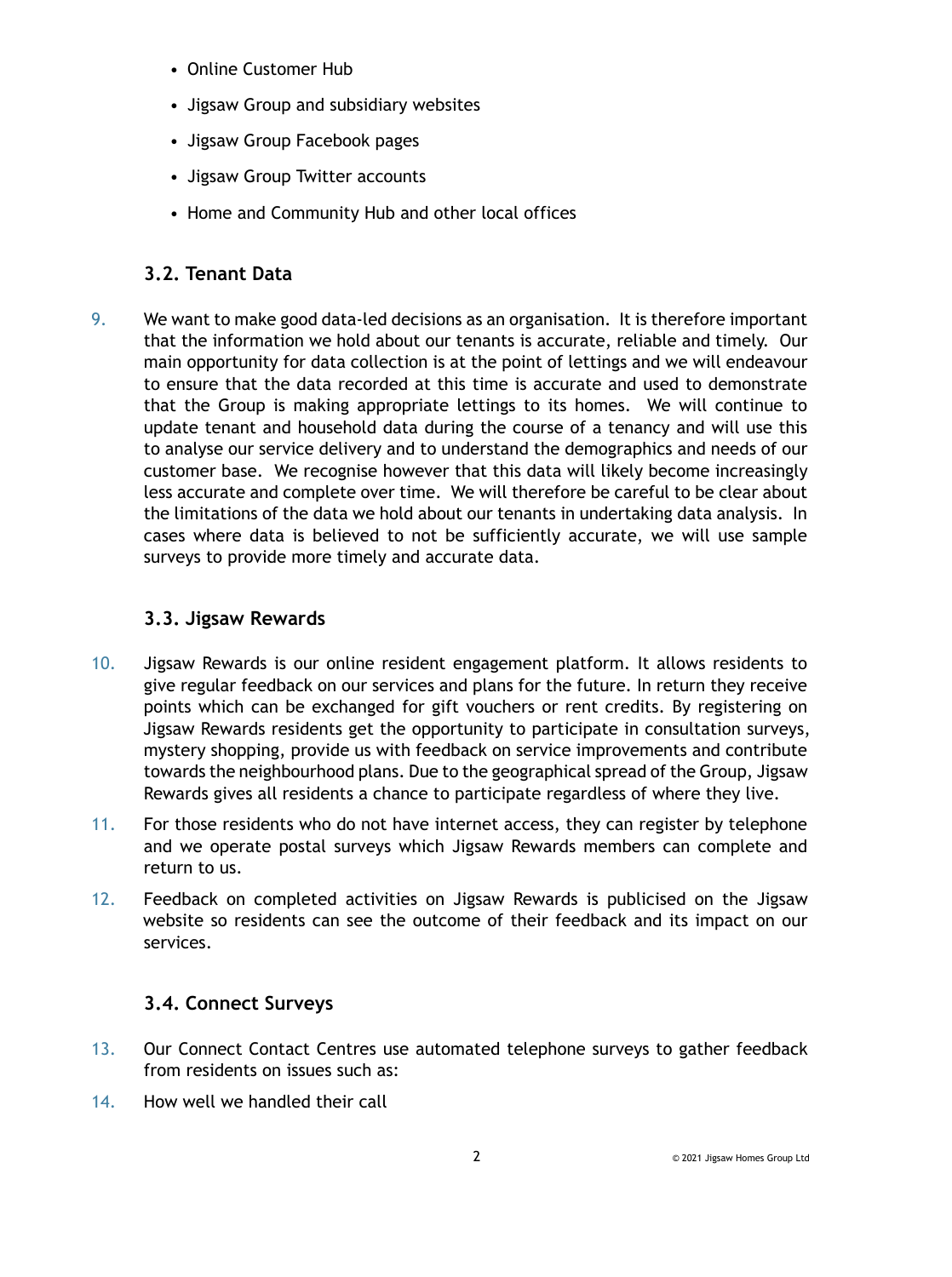- Online Customer Hub
- Jigsaw Group and subsidiary websites
- Jigsaw Group Facebook pages
- Jigsaw Group Twitter accounts
- Home and Community Hub and other local offices

### 3.2. Tenant Data

9. We want to make good data-led decisions as an organisation. It is therefore important that the information we hold about our tenants is accurate, reliable and timely. Our main opportunity for data collection is at the point of lettings and we will endeavour to ensure that the data recorded at this time is accurate and used to demonstrate that the Group is making appropriate lettings to its homes. We will continue to update tenant and household data during the course of a tenancy and will use this to analyse our service delivery and to understand the demographics and needs of our customer base. We recognise however that this data will likely become increasingly less accurate and complete over time. We will therefore be careful to be clear about the limitations of the data we hold about our tenants in undertaking data analysis. In cases where data is believed to not be sufficiently accurate, we will use sample surveys to provide more timely and accurate data.

### 3.3. Jigsaw Rewards

10. Jigsaw Rewards is our online resident engagement platform. It allows residents to give regular feedback on our services and plans for the future. In return they receive points which can be exchanged for gift vouchers or rent credits. By registering on Jigsaw Rewards residents get the opportunity to participate in consultation surveys, mystery shopping, provide us with feedback on service improvements and contribute towards the neighbourhood plans. Due to the geographical spread of the Group, Jigsaw Rewards gives all residents a chance to participate regardless of where they live.

11. For those residents who do not have internet access, they can register by telephone and we operate postal surveys which Jigsaw Rewards members can complete and return to us.

12. Feedback on completed activities on Jigsaw Rewards is publicised on the Jigsaw website so residents can see the outcome of their feedback and its impact on our services.

### 3.4. Connect Surveys

13. Our Connect Contact Centres use automated telephone surveys to gather feedback from residents on issues such as:

14. How well we handled their call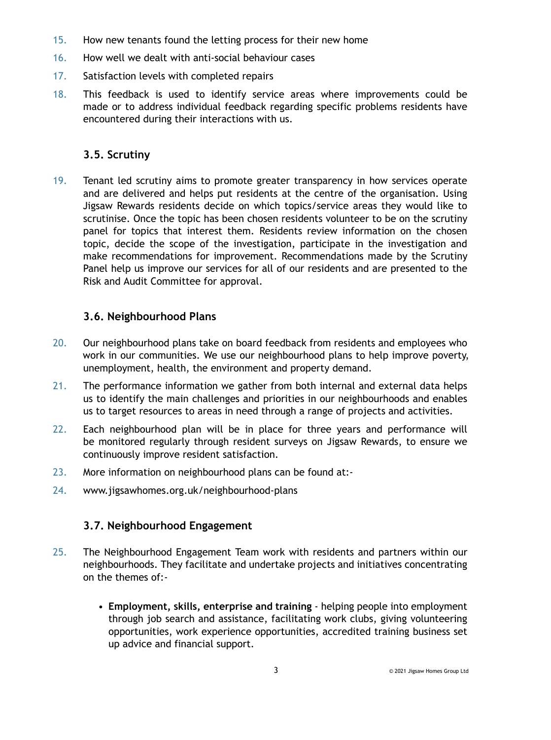15. How new tenants found the letting process for their new home
16. How well we dealt with anti-social behaviour cases
17. Satisfaction levels with completed repairs
18. This feedback is used to identify service areas where improvements could be made or to address individual feedback regarding specific problems residents have encountered during their interactions with us.

### 3.5. Scrutiny

19. Tenant led scrutiny aims to promote greater transparency in how services operate and are delivered and helps put residents at the centre of the organisation. Using Jigsaw Rewards residents decide on which topics/service areas they would like to scrutinise. Once the topic has been chosen residents volunteer to be on the scrutiny panel for topics that interest them. Residents review information on the chosen topic, decide the scope of the investigation, participate in the investigation and make recommendations for improvement. Recommendations made by the Scrutiny Panel help us improve our services for all of our residents and are presented to the Risk and Audit Committee for approval.

### 3.6. Neighbourhood Plans

20. Our neighbourhood plans take on board feedback from residents and employees who work in our communities. We use our neighbourhood plans to help improve poverty, unemployment, health, the environment and property demand.
21. The performance information we gather from both internal and external data helps us to identify the main challenges and priorities in our neighbourhoods and enables us to target resources to areas in need through a range of projects and activities.
22. Each neighbourhood plan will be in place for three years and performance will be monitored regularly through resident surveys on Jigsaw Rewards, to ensure we continuously improve resident satisfaction.
23. More information on neighbourhood plans can be found at:-
24. www.jigsawhomes.org.uk/neighbourhood-plans

### 3.7. Neighbourhood Engagement

25. The Neighbourhood Engagement Team work with residents and partners within our neighbourhoods. They facilitate and undertake projects and initiatives concentrating on the themes of:-

    - **Employment, skills, enterprise and training** - helping people into employment through job search and assistance, facilitating work clubs, giving volunteering opportunities, work experience opportunities, accredited training business set up advice and financial support.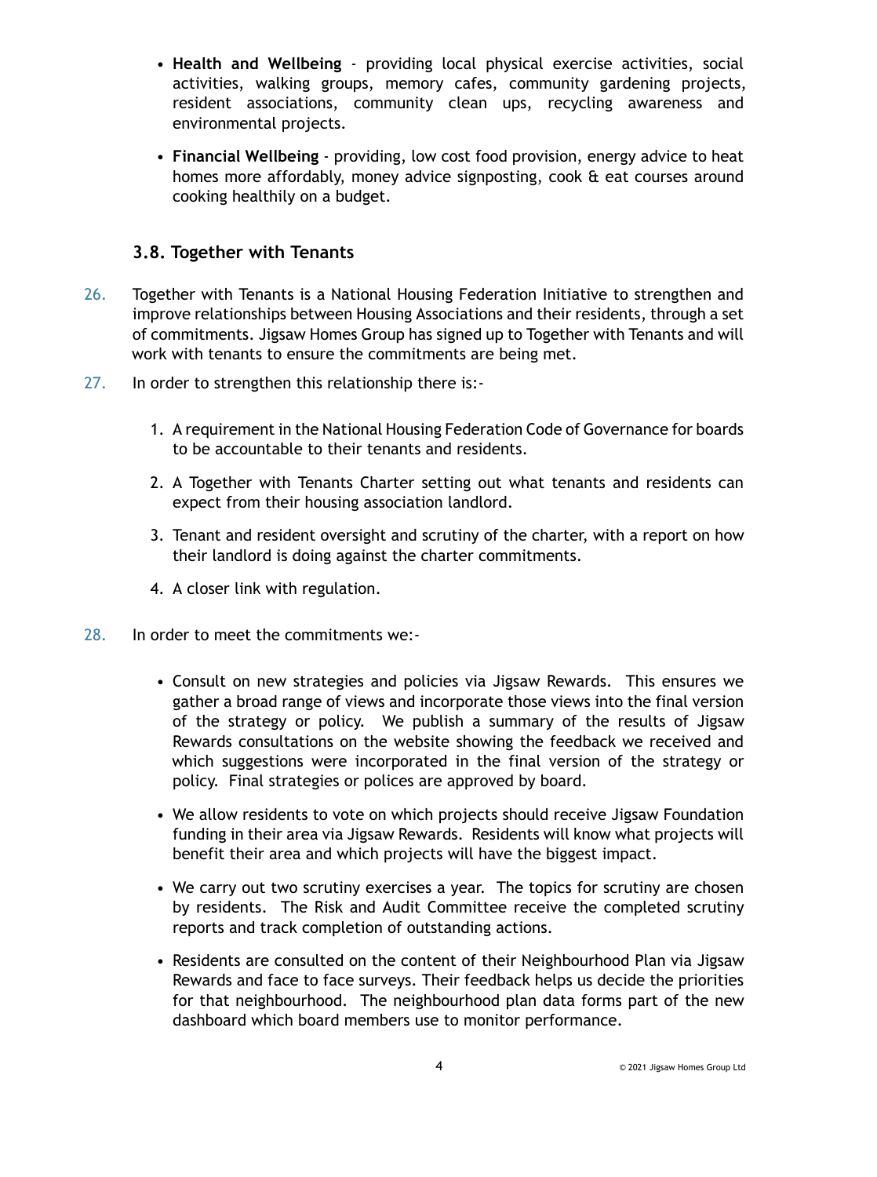- **Health and Wellbeing** - providing local physical exercise activities, social activities, walking groups, memory cafes, community gardening projects, resident associations, community clean ups, recycling awareness and environmental projects.

- **Financial Wellbeing** - providing, low cost food provision, energy advice to heat homes more affordably, money advice signposting, cook & eat courses around cooking healthily on a budget.

### 3.8. Together with Tenants

26. Together with Tenants is a National Housing Federation Initiative to strengthen and improve relationships between Housing Associations and their residents, through a set of commitments. Jigsaw Homes Group has signed up to Together with Tenants and will work with tenants to ensure the commitments are being met.

27. In order to strengthen this relationship there is:-

    1. A requirement in the National Housing Federation Code of Governance for boards to be accountable to their tenants and residents.
    2. A Together with Tenants Charter setting out what tenants and residents can expect from their housing association landlord.
    3. Tenant and resident oversight and scrutiny of the charter, with a report on how their landlord is doing against the charter commitments.
    4. A closer link with regulation.

28. In order to meet the commitments we:-

    - Consult on new strategies and policies via Jigsaw Rewards. This ensures we gather a broad range of views and incorporate those views into the final version of the strategy or policy. We publish a summary of the results of Jigsaw Rewards consultations on the website showing the feedback we received and which suggestions were incorporated in the final version of the strategy or policy. Final strategies or polices are approved by board.
    - We allow residents to vote on which projects should receive Jigsaw Foundation funding in their area via Jigsaw Rewards. Residents will know what projects will benefit their area and which projects will have the biggest impact.
    - We carry out two scrutiny exercises a year. The topics for scrutiny are chosen by residents. The Risk and Audit Committee receive the completed scrutiny reports and track completion of outstanding actions.
    - Residents are consulted on the content of their Neighbourhood Plan via Jigsaw Rewards and face to face surveys. Their feedback helps us decide the priorities for that neighbourhood. The neighbourhood plan data forms part of the new dashboard which board members use to monitor performance.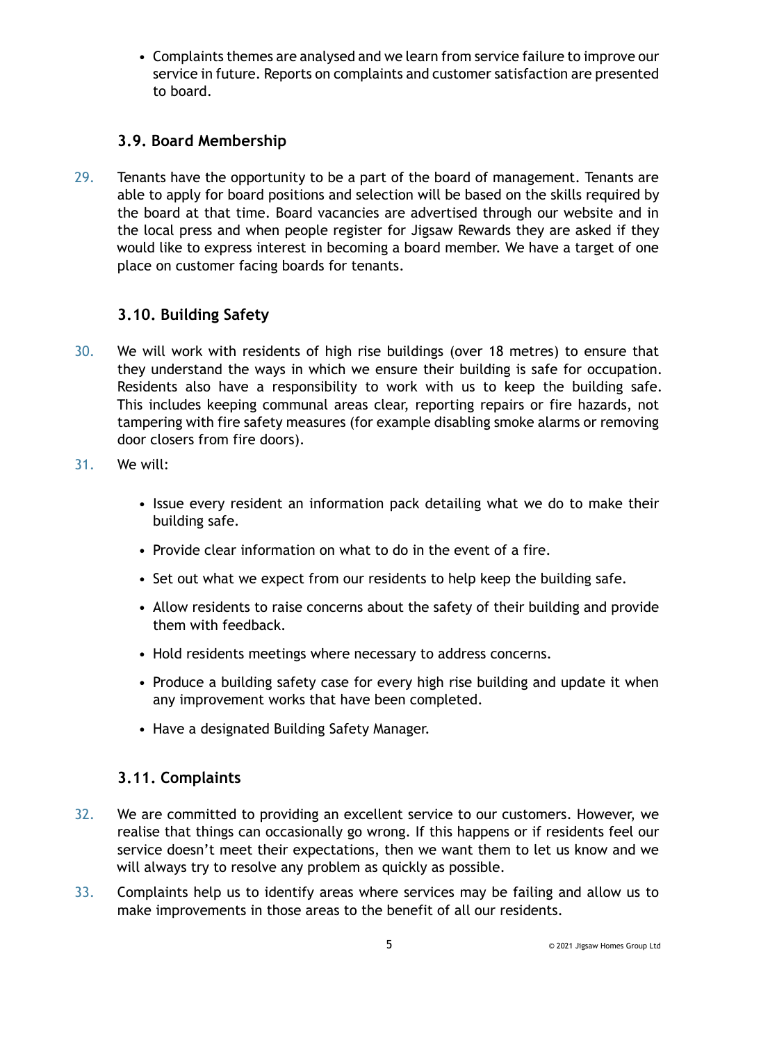- Complaints themes are analysed and we learn from service failure to improve our service in future. Reports on complaints and customer satisfaction are presented to board.

### 3.9. Board Membership

29. Tenants have the opportunity to be a part of the board of management. Tenants are able to apply for board positions and selection will be based on the skills required by the board at that time. Board vacancies are advertised through our website and in the local press and when people register for Jigsaw Rewards they are asked if they would like to express interest in becoming a board member. We have a target of one place on customer facing boards for tenants.

### 3.10. Building Safety

30. We will work with residents of high rise buildings (over 18 metres) to ensure that they understand the ways in which we ensure their building is safe for occupation. Residents also have a responsibility to work with us to keep the building safe. This includes keeping communal areas clear, reporting repairs or fire hazards, not tampering with fire safety measures (for example disabling smoke alarms or removing door closers from fire doors).

31. We will:

    - Issue every resident an information pack detailing what we do to make their building safe.
    - Provide clear information on what to do in the event of a fire.
    - Set out what we expect from our residents to help keep the building safe.
    - Allow residents to raise concerns about the safety of their building and provide them with feedback.
    - Hold residents meetings where necessary to address concerns.
    - Produce a building safety case for every high rise building and update it when any improvement works that have been completed.
    - Have a designated Building Safety Manager.

### 3.11. Complaints

32. We are committed to providing an excellent service to our customers. However, we realise that things can occasionally go wrong. If this happens or if residents feel our service doesn't meet their expectations, then we want them to let us know and we will always try to resolve any problem as quickly as possible.

33. Complaints help us to identify areas where services may be failing and allow us to make improvements in those areas to the benefit of all our residents.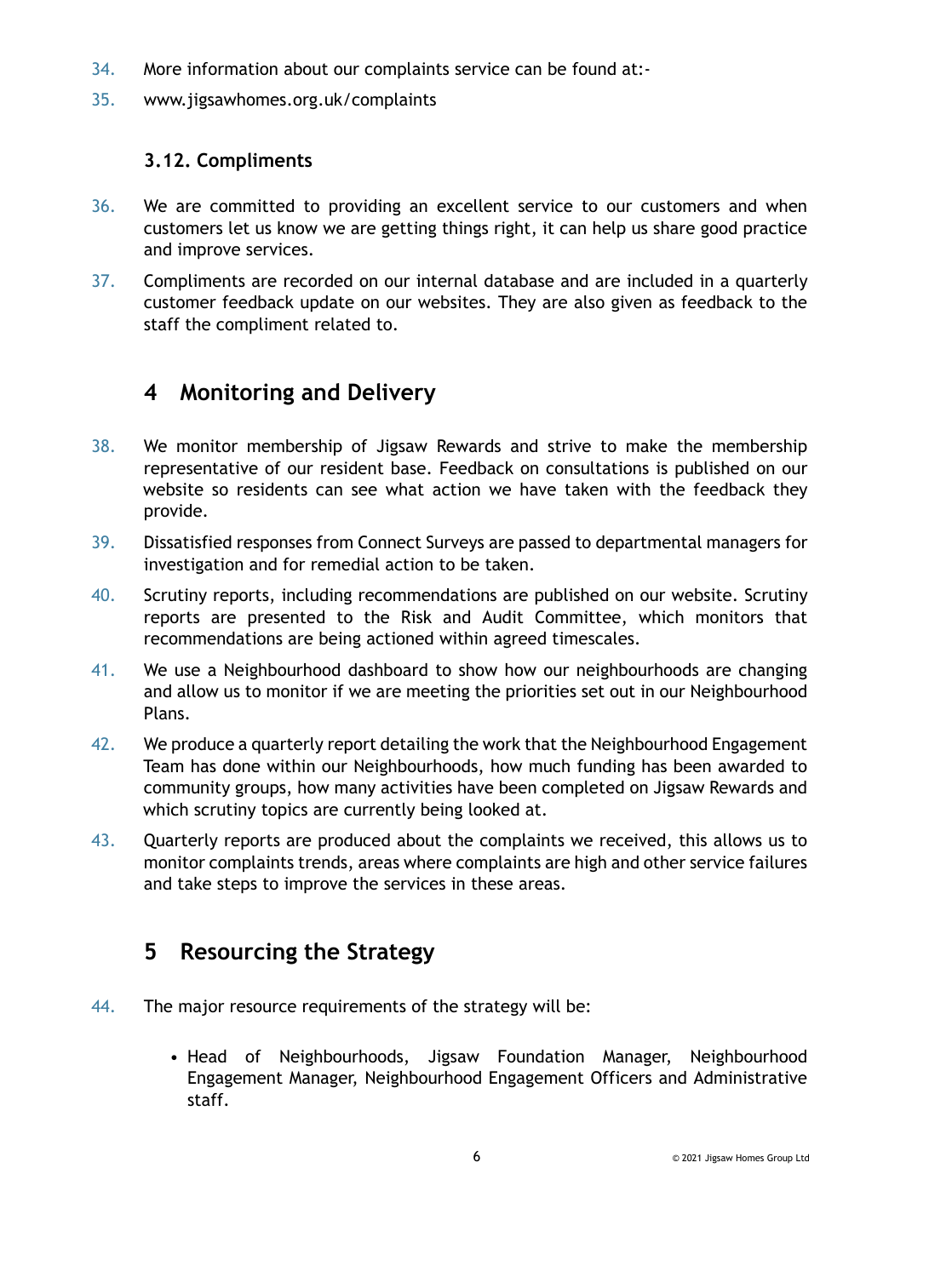34. More information about our complaints service can be found at:-

35. www.jigsawhomes.org.uk/complaints

### 3.12. Compliments

36. We are committed to providing an excellent service to our customers and when customers let us know we are getting things right, it can help us share good practice and improve services.

37. Compliments are recorded on our internal database and are included in a quarterly customer feedback update on our websites. They are also given as feedback to the staff the compliment related to.

## 4 Monitoring and Delivery

38. We monitor membership of Jigsaw Rewards and strive to make the membership representative of our resident base. Feedback on consultations is published on our website so residents can see what action we have taken with the feedback they provide.

39. Dissatisfied responses from Connect Surveys are passed to departmental managers for investigation and for remedial action to be taken.

40. Scrutiny reports, including recommendations are published on our website. Scrutiny reports are presented to the Risk and Audit Committee, which monitors that recommendations are being actioned within agreed timescales.

41. We use a Neighbourhood dashboard to show how our neighbourhoods are changing and allow us to monitor if we are meeting the priorities set out in our Neighbourhood Plans.

42. We produce a quarterly report detailing the work that the Neighbourhood Engagement Team has done within our Neighbourhoods, how much funding has been awarded to community groups, how many activities have been completed on Jigsaw Rewards and which scrutiny topics are currently being looked at.

43. Quarterly reports are produced about the complaints we received, this allows us to monitor complaints trends, areas where complaints are high and other service failures and take steps to improve the services in these areas.

## 5 Resourcing the Strategy

44. The major resource requirements of the strategy will be:

- Head of Neighbourhoods, Jigsaw Foundation Manager, Neighbourhood Engagement Manager, Neighbourhood Engagement Officers and Administrative staff.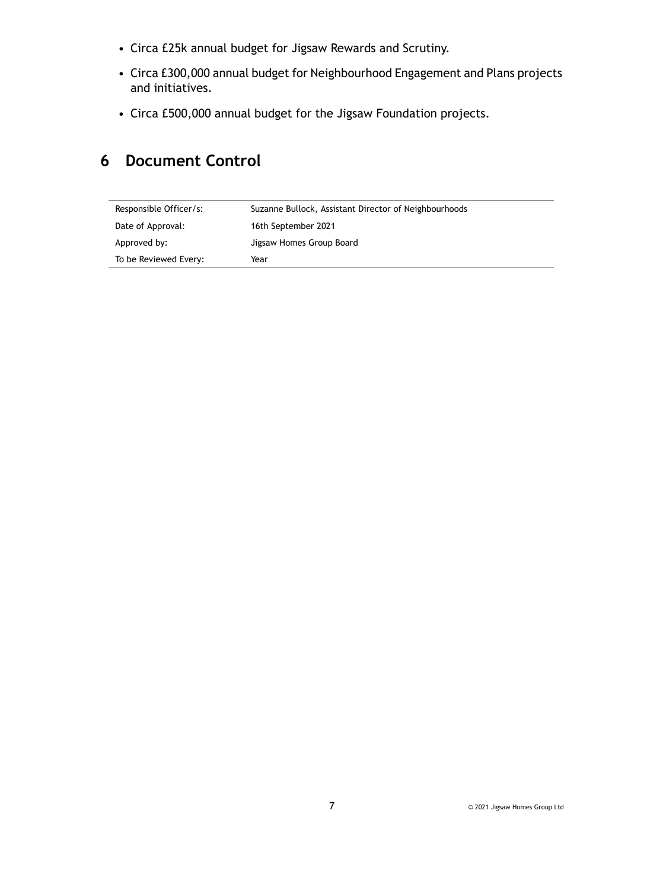- Circa £25k annual budget for Jigsaw Rewards and Scrutiny.
- Circa £300,000 annual budget for Neighbourhood Engagement and Plans projects and initiatives.
- Circa £500,000 annual budget for the Jigsaw Foundation projects.

# 6 Document Control

| | |
|---|---|
| Responsible Officer/s: | Suzanne Bullock, Assistant Director of Neighbourhoods |
| Date of Approval: | 16th September 2021 |
| Approved by: | Jigsaw Homes Group Board |
| To be Reviewed Every: | Year |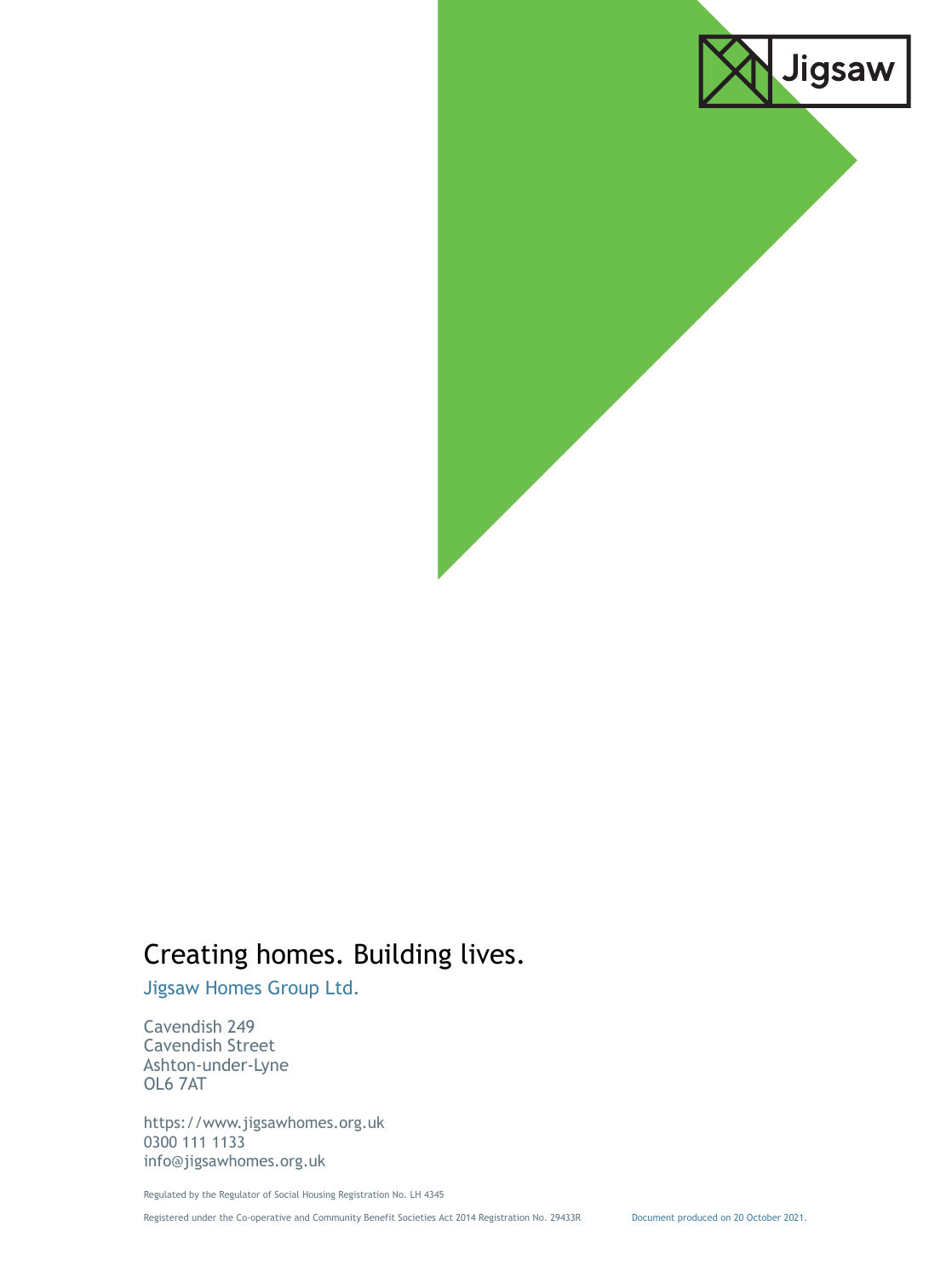Jigsaw

# Creating homes. Building lives.

Jigsaw Homes Group Ltd.

Cavendish 249
Cavendish Street
Ashton-under-Lyne
OL6 7AT

https://www.jigsawhomes.org.uk
0300 111 1133
info@jigsawhomes.org.uk

Regulated by the Regulator of Social Housing Registration No. LH 4345

Registered under the Co-operative and Community Benefit Societies Act 2014 Registration No. 29433R

Document produced on 20 October 2021.